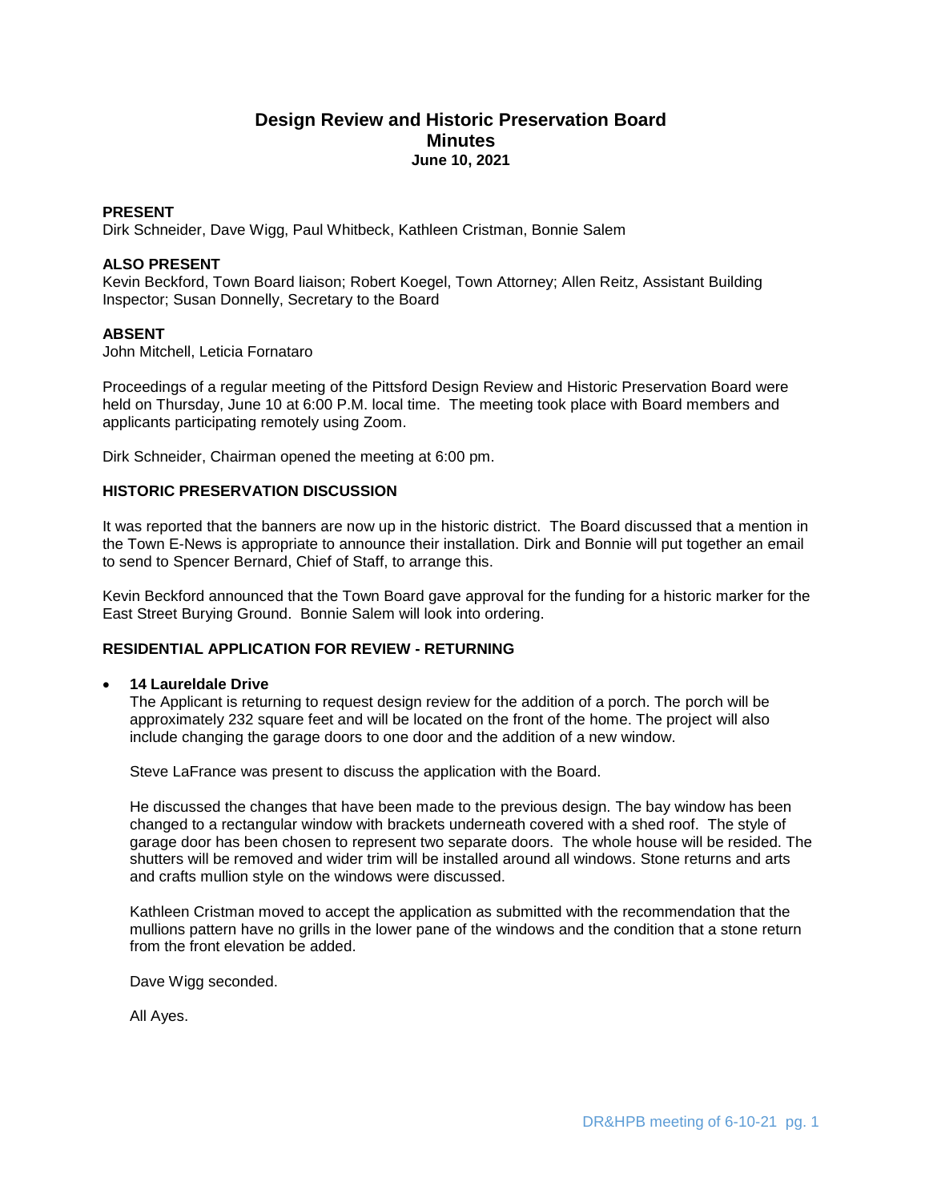# Design Review and Historic Preservation Board
## Minutes
### June 10, 2021

**PRESENT**

Dirk Schneider, Dave Wigg, Paul Whitbeck, Kathleen Cristman, Bonnie Salem

**ALSO PRESENT**

Kevin Beckford, Town Board liaison; Robert Koegel, Town Attorney; Allen Reitz, Assistant Building Inspector; Susan Donnelly, Secretary to the Board

**ABSENT**

John Mitchell, Leticia Fornataro

Proceedings of a regular meeting of the Pittsford Design Review and Historic Preservation Board were held on Thursday, June 10 at 6:00 P.M. local time. The meeting took place with Board members and applicants participating remotely using Zoom.

Dirk Schneider, Chairman opened the meeting at 6:00 pm.

**HISTORIC PRESERVATION DISCUSSION**

It was reported that the banners are now up in the historic district. The Board discussed that a mention in the Town E-News is appropriate to announce their installation. Dirk and Bonnie will put together an email to send to Spencer Bernard, Chief of Staff, to arrange this.

Kevin Beckford announced that the Town Board gave approval for the funding for a historic marker for the East Street Burying Ground. Bonnie Salem will look into ordering.

**RESIDENTIAL APPLICATION FOR REVIEW - RETURNING**

- **14 Laureldale Drive**

  The Applicant is returning to request design review for the addition of a porch. The porch will be approximately 232 square feet and will be located on the front of the home. The project will also include changing the garage doors to one door and the addition of a new window.

  Steve LaFrance was present to discuss the application with the Board.

  He discussed the changes that have been made to the previous design. The bay window has been changed to a rectangular window with brackets underneath covered with a shed roof. The style of garage door has been chosen to represent two separate doors. The whole house will be resided. The shutters will be removed and wider trim will be installed around all windows. Stone returns and arts and crafts mullion style on the windows were discussed.

  Kathleen Cristman moved to accept the application as submitted with the recommendation that the mullions pattern have no grills in the lower pane of the windows and the condition that a stone return from the front elevation be added.

  Dave Wigg seconded.

  All Ayes.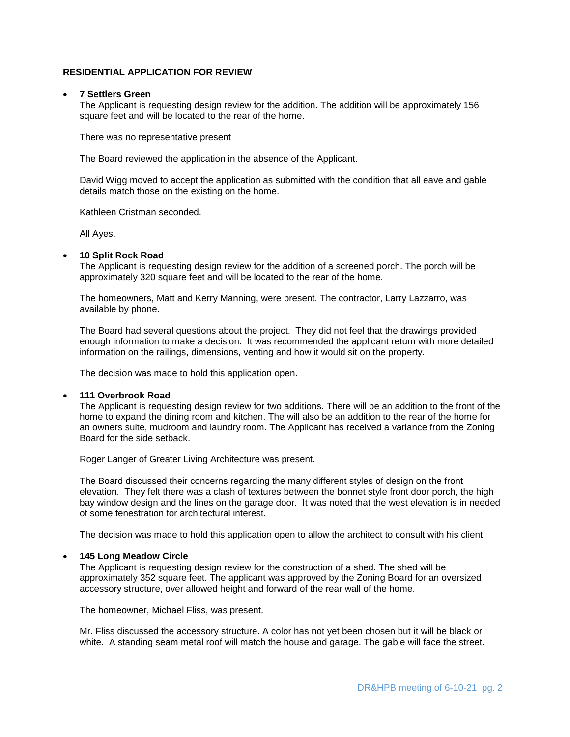**RESIDENTIAL APPLICATION FOR REVIEW**

- **7 Settlers Green**

  The Applicant is requesting design review for the addition. The addition will be approximately 156 square feet and will be located to the rear of the home.

  There was no representative present

  The Board reviewed the application in the absence of the Applicant.

  David Wigg moved to accept the application as submitted with the condition that all eave and gable details match those on the existing on the home.

  Kathleen Cristman seconded.

  All Ayes.

- **10 Split Rock Road**

  The Applicant is requesting design review for the addition of a screened porch. The porch will be approximately 320 square feet and will be located to the rear of the home.

  The homeowners, Matt and Kerry Manning, were present. The contractor, Larry Lazzarro, was available by phone.

  The Board had several questions about the project. They did not feel that the drawings provided enough information to make a decision. It was recommended the applicant return with more detailed information on the railings, dimensions, venting and how it would sit on the property.

  The decision was made to hold this application open.

- **111 Overbrook Road**

  The Applicant is requesting design review for two additions. There will be an addition to the front of the home to expand the dining room and kitchen. The will also be an addition to the rear of the home for an owners suite, mudroom and laundry room. The Applicant has received a variance from the Zoning Board for the side setback.

  Roger Langer of Greater Living Architecture was present.

  The Board discussed their concerns regarding the many different styles of design on the front elevation. They felt there was a clash of textures between the bonnet style front door porch, the high bay window design and the lines on the garage door. It was noted that the west elevation is in needed of some fenestration for architectural interest.

  The decision was made to hold this application open to allow the architect to consult with his client.

- **145 Long Meadow Circle**

  The Applicant is requesting design review for the construction of a shed. The shed will be approximately 352 square feet. The applicant was approved by the Zoning Board for an oversized accessory structure, over allowed height and forward of the rear wall of the home.

  The homeowner, Michael Fliss, was present.

  Mr. Fliss discussed the accessory structure. A color has not yet been chosen but it will be black or white. A standing seam metal roof will match the house and garage. The gable will face the street.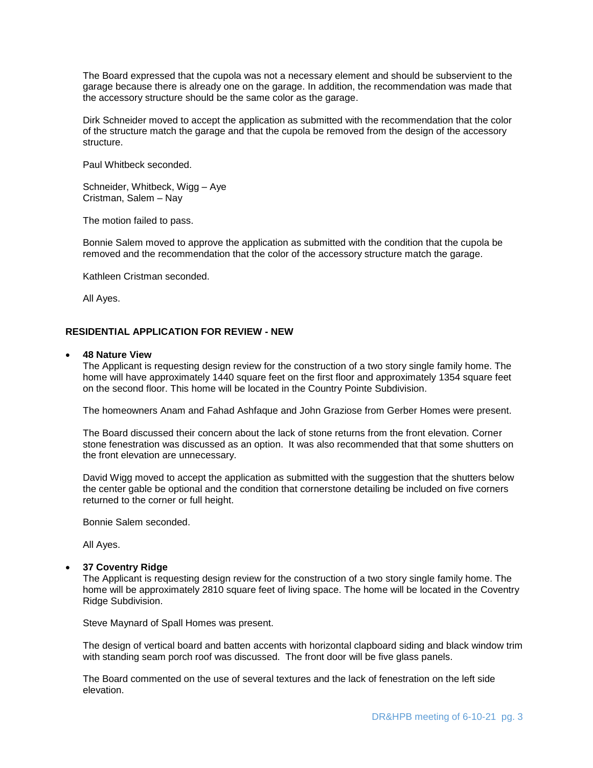The Board expressed that the cupola was not a necessary element and should be subservient to the garage because there is already one on the garage. In addition, the recommendation was made that the accessory structure should be the same color as the garage.

Dirk Schneider moved to accept the application as submitted with the recommendation that the color of the structure match the garage and that the cupola be removed from the design of the accessory structure.

Paul Whitbeck seconded.

Schneider, Whitbeck, Wigg – Aye
Cristman, Salem – Nay

The motion failed to pass.

Bonnie Salem moved to approve the application as submitted with the condition that the cupola be removed and the recommendation that the color of the accessory structure match the garage.

Kathleen Cristman seconded.

All Ayes.

**RESIDENTIAL APPLICATION FOR REVIEW - NEW**

- **48 Nature View**
  The Applicant is requesting design review for the construction of a two story single family home. The home will have approximately 1440 square feet on the first floor and approximately 1354 square feet on the second floor. This home will be located in the Country Pointe Subdivision.

  The homeowners Anam and Fahad Ashfaque and John Graziose from Gerber Homes were present.

  The Board discussed their concern about the lack of stone returns from the front elevation. Corner stone fenestration was discussed as an option. It was also recommended that that some shutters on the front elevation are unnecessary.

  David Wigg moved to accept the application as submitted with the suggestion that the shutters below the center gable be optional and the condition that cornerstone detailing be included on five corners returned to the corner or full height.

  Bonnie Salem seconded.

  All Ayes.

- **37 Coventry Ridge**
  The Applicant is requesting design review for the construction of a two story single family home. The home will be approximately 2810 square feet of living space. The home will be located in the Coventry Ridge Subdivision.

  Steve Maynard of Spall Homes was present.

  The design of vertical board and batten accents with horizontal clapboard siding and black window trim with standing seam porch roof was discussed. The front door will be five glass panels.

  The Board commented on the use of several textures and the lack of fenestration on the left side elevation.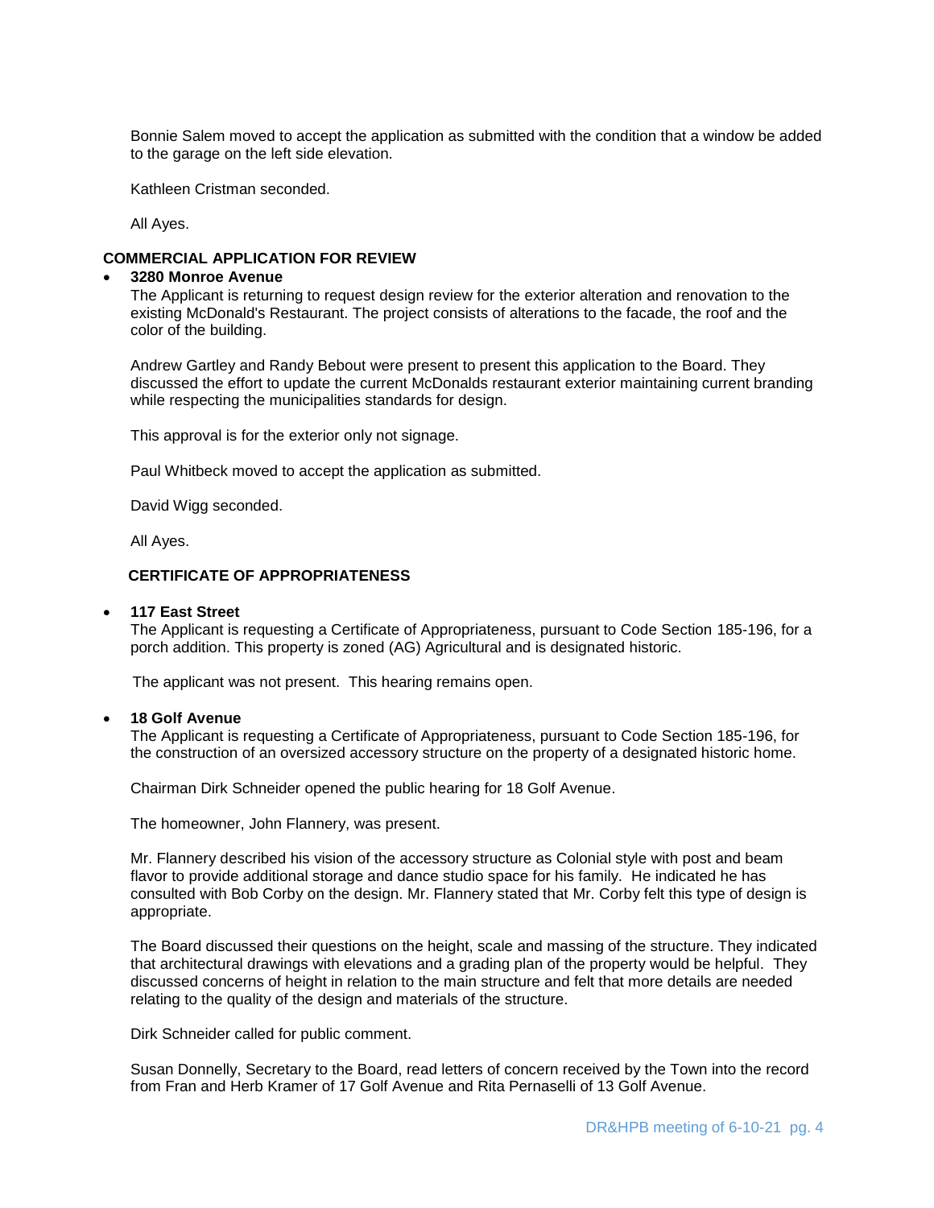Bonnie Salem moved to accept the application as submitted with the condition that a window be added to the garage on the left side elevation.

Kathleen Cristman seconded.

All Ayes.

**COMMERCIAL APPLICATION FOR REVIEW**

- **3280 Monroe Avenue**

  The Applicant is returning to request design review for the exterior alteration and renovation to the existing McDonald's Restaurant. The project consists of alterations to the facade, the roof and the color of the building.

  Andrew Gartley and Randy Bebout were present to present this application to the Board. They discussed the effort to update the current McDonalds restaurant exterior maintaining current branding while respecting the municipalities standards for design.

  This approval is for the exterior only not signage.

  Paul Whitbeck moved to accept the application as submitted.

  David Wigg seconded.

  All Ayes.

**CERTIFICATE OF APPROPRIATENESS**

- **117 East Street**

  The Applicant is requesting a Certificate of Appropriateness, pursuant to Code Section 185-196, for a porch addition. This property is zoned (AG) Agricultural and is designated historic.

  The applicant was not present. This hearing remains open.

- **18 Golf Avenue**

  The Applicant is requesting a Certificate of Appropriateness, pursuant to Code Section 185-196, for the construction of an oversized accessory structure on the property of a designated historic home.

  Chairman Dirk Schneider opened the public hearing for 18 Golf Avenue.

  The homeowner, John Flannery, was present.

  Mr. Flannery described his vision of the accessory structure as Colonial style with post and beam flavor to provide additional storage and dance studio space for his family. He indicated he has consulted with Bob Corby on the design. Mr. Flannery stated that Mr. Corby felt this type of design is appropriate.

  The Board discussed their questions on the height, scale and massing of the structure. They indicated that architectural drawings with elevations and a grading plan of the property would be helpful. They discussed concerns of height in relation to the main structure and felt that more details are needed relating to the quality of the design and materials of the structure.

  Dirk Schneider called for public comment.

  Susan Donnelly, Secretary to the Board, read letters of concern received by the Town into the record from Fran and Herb Kramer of 17 Golf Avenue and Rita Pernaselli of 13 Golf Avenue.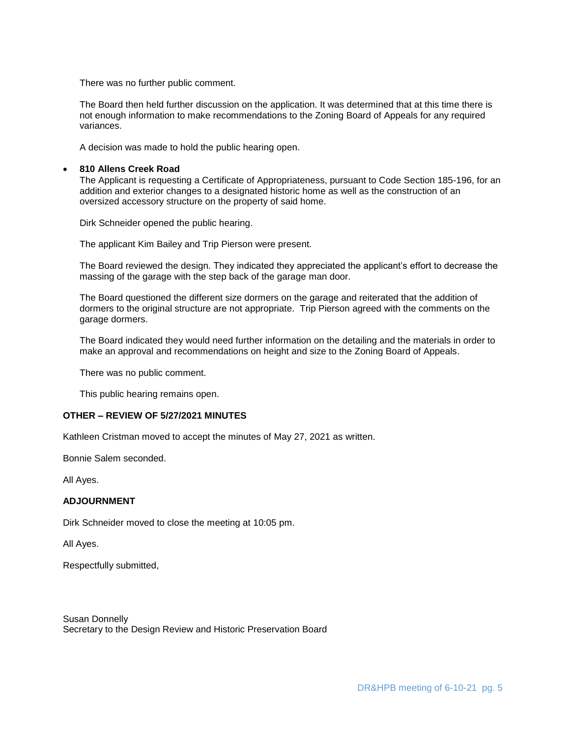There was no further public comment.

The Board then held further discussion on the application. It was determined that at this time there is not enough information to make recommendations to the Zoning Board of Appeals for any required variances.

A decision was made to hold the public hearing open.

- **810 Allens Creek Road**

  The Applicant is requesting a Certificate of Appropriateness, pursuant to Code Section 185-196, for an addition and exterior changes to a designated historic home as well as the construction of an oversized accessory structure on the property of said home.

  Dirk Schneider opened the public hearing.

  The applicant Kim Bailey and Trip Pierson were present.

  The Board reviewed the design. They indicated they appreciated the applicant's effort to decrease the massing of the garage with the step back of the garage man door.

  The Board questioned the different size dormers on the garage and reiterated that the addition of dormers to the original structure are not appropriate. Trip Pierson agreed with the comments on the garage dormers.

  The Board indicated they would need further information on the detailing and the materials in order to make an approval and recommendations on height and size to the Zoning Board of Appeals.

  There was no public comment.

  This public hearing remains open.

**OTHER – REVIEW OF 5/27/2021 MINUTES**

Kathleen Cristman moved to accept the minutes of May 27, 2021 as written.

Bonnie Salem seconded.

All Ayes.

**ADJOURNMENT**

Dirk Schneider moved to close the meeting at 10:05 pm.

All Ayes.

Respectfully submitted,

Susan Donnelly
Secretary to the Design Review and Historic Preservation Board